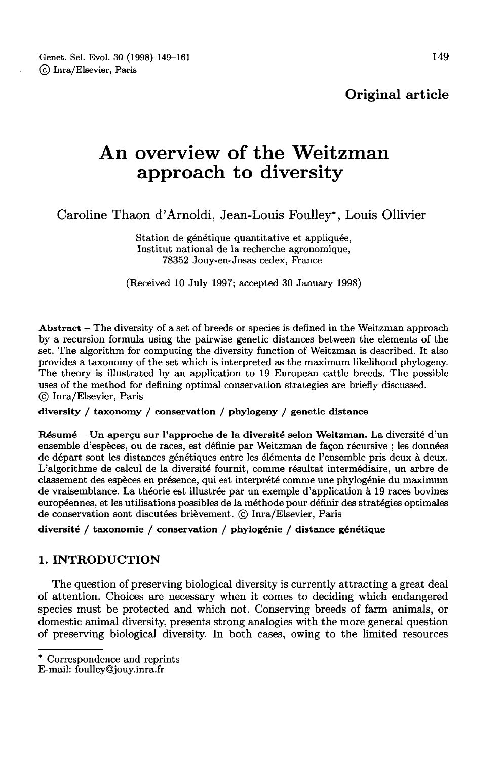Genet. Sel. Evol. 30 (1998) 149–161
© Inra/Elsevier, Paris

**Original article**

# An overview of the Weitzman approach to diversity

Caroline Thaon d'Arnoldi, Jean-Louis Foulley*, Louis Ollivier

Station de génétique quantitative et appliquée,
Institut national de la recherche agronomique,
78352 Jouy-en-Josas cedex, France

(Received 10 July 1997; accepted 30 January 1998)

**Abstract** – The diversity of a set of breeds or species is defined in the Weitzman approach by a recursion formula using the pairwise genetic distances between the elements of the set. The algorithm for computing the diversity function of Weitzman is described. It also provides a taxonomy of the set which is interpreted as the maximum likelihood phylogeny. The theory is illustrated by an application to 19 European cattle breeds. The possible uses of the method for defining optimal conservation strategies are briefly discussed. © Inra/Elsevier, Paris

**diversity / taxonomy / conservation / phylogeny / genetic distance**

**Résumé** – **Un aperçu sur l'approche de la diversité selon Weitzman.** La diversité d'un ensemble d'espèces, ou de races, est définie par Weitzman de façon récursive ; les données de départ sont les distances génétiques entre les éléments de l'ensemble pris deux à deux. L'algorithme de calcul de la diversité fournit, comme résultat intermédiaire, un arbre de classement des espèces en présence, qui est interprété comme une phylogénie du maximum de vraisemblance. La théorie est illustrée par un exemple d'application à 19 races bovines européennes, et les utilisations possibles de la méthode pour définir des stratégies optimales de conservation sont discutées brièvement. © Inra/Elsevier, Paris

**diversité / taxonomie / conservation / phylogénie / distance génétique**

## 1. INTRODUCTION

The question of preserving biological diversity is currently attracting a great deal of attention. Choices are necessary when it comes to deciding which endangered species must be protected and which not. Conserving breeds of farm animals, or domestic animal diversity, presents strong analogies with the more general question of preserving biological diversity. In both cases, owing to the limited resources

---

* Correspondence and reprints
E-mail: foulley@jouy.inra.fr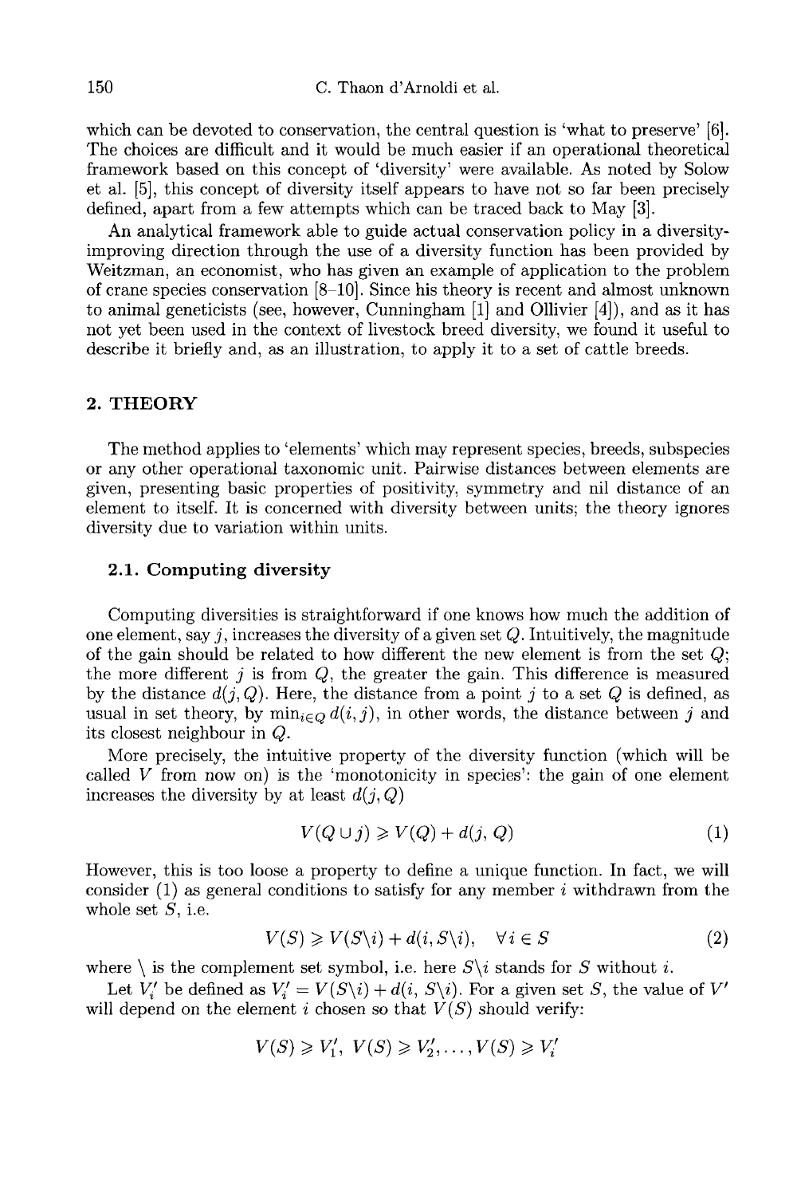which can be devoted to conservation, the central question is 'what to preserve' [6]. The choices are difficult and it would be much easier if an operational theoretical framework based on this concept of 'diversity' were available. As noted by Solow et al. [5], this concept of diversity itself appears to have not so far been precisely defined, apart from a few attempts which can be traced back to May [3].

An analytical framework able to guide actual conservation policy in a diversity-improving direction through the use of a diversity function has been provided by Weitzman, an economist, who has given an example of application to the problem of crane species conservation [8–10]. Since his theory is recent and almost unknown to animal geneticists (see, however, Cunningham [1] and Ollivier [4]), and as it has not yet been used in the context of livestock breed diversity, we found it useful to describe it briefly and, as an illustration, to apply it to a set of cattle breeds.

## 2. THEORY

The method applies to 'elements' which may represent species, breeds, subspecies or any other operational taxonomic unit. Pairwise distances between elements are given, presenting basic properties of positivity, symmetry and nil distance of an element to itself. It is concerned with diversity between units; the theory ignores diversity due to variation within units.

### 2.1. Computing diversity

Computing diversities is straightforward if one knows how much the addition of one element, say $j$, increases the diversity of a given set $Q$. Intuitively, the magnitude of the gain should be related to how different the new element is from the set $Q$; the more different $j$ is from $Q$, the greater the gain. This difference is measured by the distance $d(j, Q)$. Here, the distance from a point $j$ to a set $Q$ is defined, as usual in set theory, by $\min_{i \in Q} d(i, j)$, in other words, the distance between $j$ and its closest neighbour in $Q$.

More precisely, the intuitive property of the diversity function (which will be called $V$ from now on) is the 'monotonicity in species': the gain of one element increases the diversity by at least $d(j, Q)$

$$V(Q \cup j) \geqslant V(Q) + d(j, Q) \tag{1}$$

However, this is too loose a property to define a unique function. In fact, we will consider (1) as general conditions to satisfy for any member $i$ withdrawn from the whole set $S$, i.e.

$$V(S) \geqslant V(S \backslash i) + d(i, S \backslash i), \quad \forall i \in S \tag{2}$$

where $\backslash$ is the complement set symbol, i.e. here $S \backslash i$ stands for $S$ without $i$.

Let $V'_i$ be defined as $V'_i = V(S \backslash i) + d(i, S \backslash i)$. For a given set $S$, the value of $V'$ will depend on the element $i$ chosen so that $V(S)$ should verify:

$$V(S) \geqslant V'_1, \; V(S) \geqslant V'_2, \ldots, V(S) \geqslant V'_i$$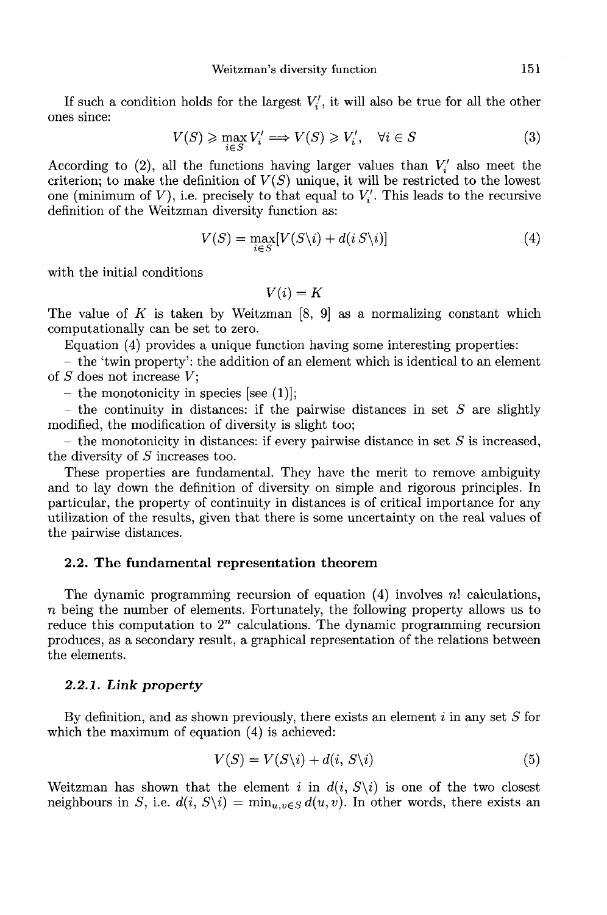If such a condition holds for the largest $V_i'$, it will also be true for all the other ones since:

$$V(S) \geqslant \max_{i \in S} V_i' \Longrightarrow V(S) \geqslant V_i', \quad \forall i \in S \tag{3}$$

According to (2), all the functions having larger values than $V_i'$ also meet the criterion; to make the definition of $V(S)$ unique, it will be restricted to the lowest one (minimum of $V$), i.e. precisely to that equal to $V_i'$. This leads to the recursive definition of the Weitzman diversity function as:

$$V(S) = \max_{i \in S}[V(S \backslash i) + d(i\, S \backslash i)] \tag{4}$$

with the initial conditions

$$V(i) = K$$

The value of $K$ is taken by Weitzman [8, 9] as a normalizing constant which computationally can be set to zero.

Equation (4) provides a unique function having some interesting properties:

- the 'twin property': the addition of an element which is identical to an element of $S$ does not increase $V$;
- the monotonicity in species [see (1)];
- the continuity in distances: if the pairwise distances in set $S$ are slightly modified, the modification of diversity is slight too;
- the monotonicity in distances: if every pairwise distance in set $S$ is increased, the diversity of $S$ increases too.

These properties are fundamental. They have the merit to remove ambiguity and to lay down the definition of diversity on simple and rigorous principles. In particular, the property of continuity in distances is of critical importance for any utilization of the results, given that there is some uncertainty on the real values of the pairwise distances.

## 2.2. The fundamental representation theorem

The dynamic programming recursion of equation (4) involves $n!$ calculations, $n$ being the number of elements. Fortunately, the following property allows us to reduce this computation to $2^n$ calculations. The dynamic programming recursion produces, as a secondary result, a graphical representation of the relations between the elements.

### *2.2.1. Link property*

By definition, and as shown previously, there exists an element $i$ in any set $S$ for which the maximum of equation (4) is achieved:

$$V(S) = V(S \backslash i) + d(i,\, S \backslash i) \tag{5}$$

Weitzman has shown that the element $i$ in $d(i, S \backslash i)$ is one of the two closest neighbours in $S$, i.e. $d(i, S \backslash i) = \min_{u,v \in S} d(u, v)$. In other words, there exists an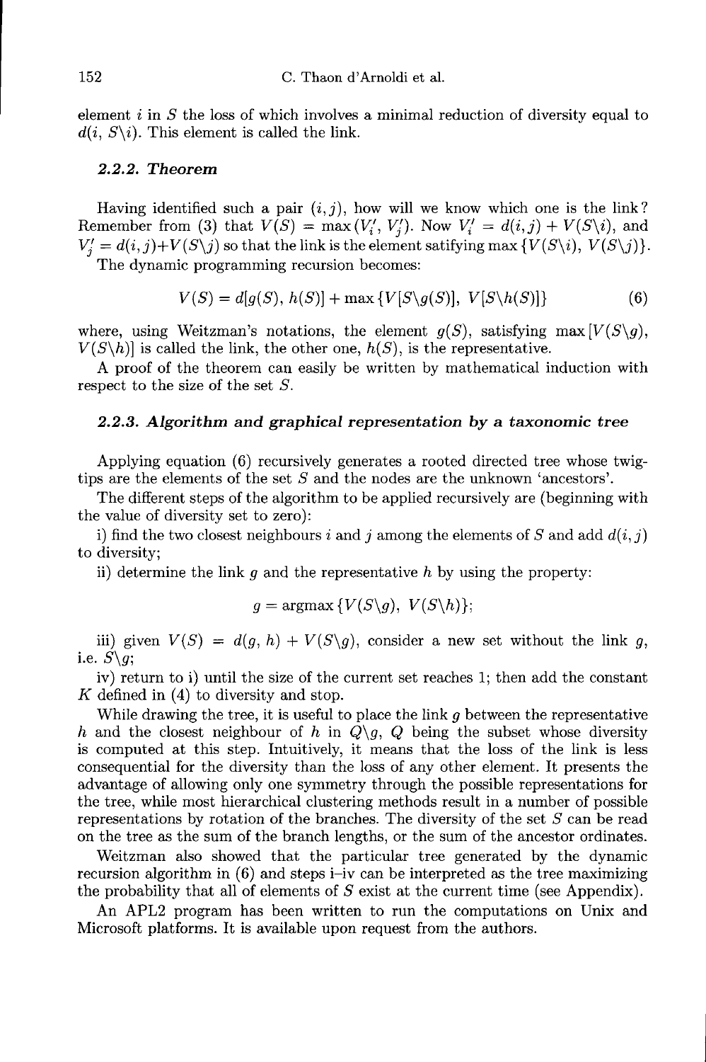element $i$ in $S$ the loss of which involves a minimal reduction of diversity equal to $d(i, S\backslash i)$. This element is called the link.

### 2.2.2. Theorem

Having identified such a pair $(i, j)$, how will we know which one is the link? Remember from (3) that $V(S) = \max(V_i', V_j')$. Now $V_i' = d(i,j) + V(S\backslash i)$, and $V_j' = d(i,j)+V(S\backslash j)$ so that the link is the element satisfying $\max\{V(S\backslash i),\ V(S\backslash j)\}$.

The dynamic programming recursion becomes:

$$V(S) = d[g(S),\ h(S)] + \max\{V[S\backslash g(S)],\ V[S\backslash h(S)]\} \tag{6}$$

where, using Weitzman's notations, the element $g(S)$, satisfying $\max[V(S\backslash g),\ V(S\backslash h)]$ is called the link, the other one, $h(S)$, is the representative.

A proof of the theorem can easily be written by mathematical induction with respect to the size of the set $S$.

### 2.2.3. Algorithm and graphical representation by a taxonomic tree

Applying equation (6) recursively generates a rooted directed tree whose twig-tips are the elements of the set $S$ and the nodes are the unknown 'ancestors'.

The different steps of the algorithm to be applied recursively are (beginning with the value of diversity set to zero):

i) find the two closest neighbours $i$ and $j$ among the elements of $S$ and add $d(i, j)$ to diversity;

ii) determine the link $g$ and the representative $h$ by using the property:

$$g = \operatorname{argmax}\{V(S\backslash g),\ V(S\backslash h)\};$$

iii) given $V(S) = d(g,\ h) + V(S\backslash g)$, consider a new set without the link $g$, i.e. $S\backslash g$;

iv) return to i) until the size of the current set reaches 1; then add the constant $K$ defined in (4) to diversity and stop.

While drawing the tree, it is useful to place the link $g$ between the representative $h$ and the closest neighbour of $h$ in $Q\backslash g$, $Q$ being the subset whose diversity is computed at this step. Intuitively, it means that the loss of the link is less consequential for the diversity than the loss of any other element. It presents the advantage of allowing only one symmetry through the possible representations for the tree, while most hierarchical clustering methods result in a number of possible representations by rotation of the branches. The diversity of the set $S$ can be read on the tree as the sum of the branch lengths, or the sum of the ancestor ordinates.

Weitzman also showed that the particular tree generated by the dynamic recursion algorithm in (6) and steps i–iv can be interpreted as the tree maximizing the probability that all of elements of $S$ exist at the current time (see Appendix).

An APL2 program has been written to run the computations on Unix and Microsoft platforms. It is available upon request from the authors.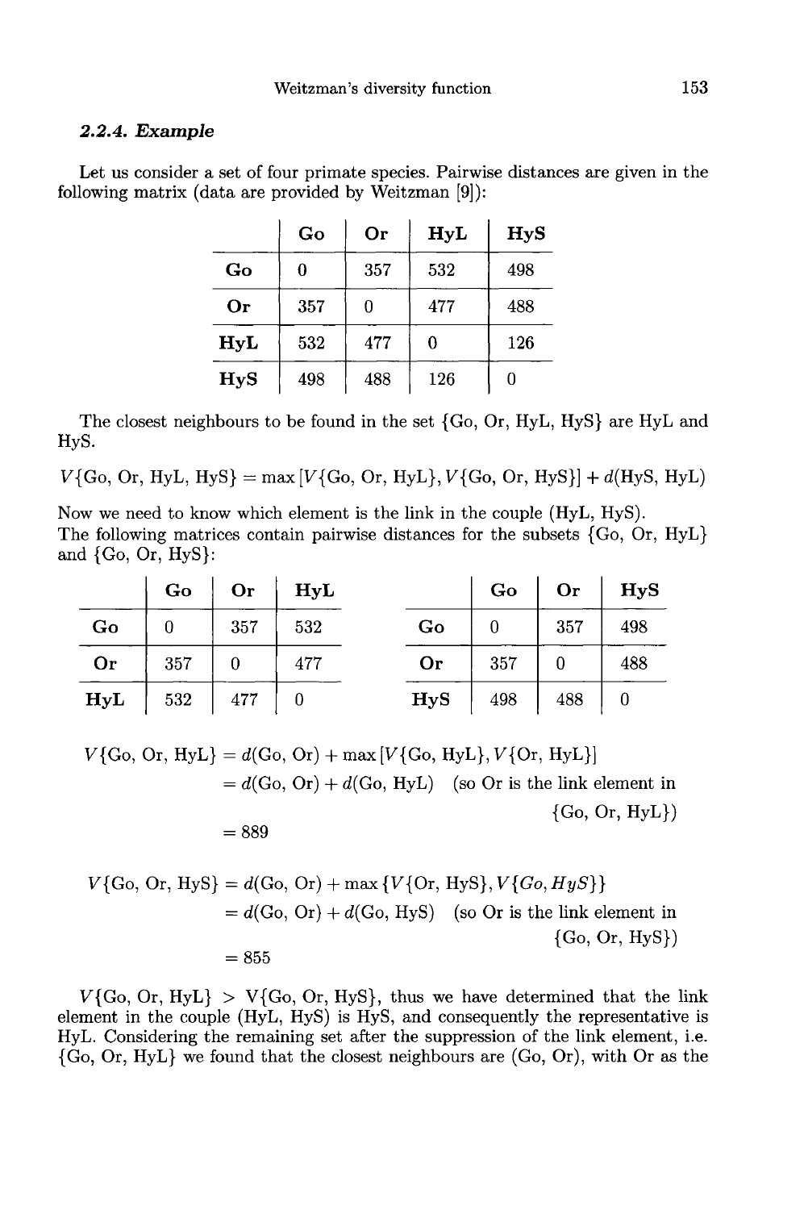### 2.2.4. *Example*

Let us consider a set of four primate species. Pairwise distances are given in the following matrix (data are provided by Weitzman [9]):

| | Go | Or | HyL | HyS |
|---|---|---|---|---|
| **Go** | 0 | 357 | 532 | 498 |
| **Or** | 357 | 0 | 477 | 488 |
| **HyL** | 532 | 477 | 0 | 126 |
| **HyS** | 498 | 488 | 126 | 0 |

The closest neighbours to be found in the set {Go, Or, HyL, HyS} are HyL and HyS.

$$V\{\text{Go, Or, HyL, HyS}\} = \max\left[V\{\text{Go, Or, HyL}\}, V\{\text{Go, Or, HyS}\}\right] + d(\text{HyS, HyL})$$

Now we need to know which element is the link in the couple (HyL, HyS).
The following matrices contain pairwise distances for the subsets {Go, Or, HyL} and {Go, Or, HyS}:

| | Go | Or | HyL |
|---|---|---|---|
| **Go** | 0 | 357 | 532 |
| **Or** | 357 | 0 | 477 |
| **HyL** | 532 | 477 | 0 |

| | Go | Or | HyS |
|---|---|---|---|
| **Go** | 0 | 357 | 498 |
| **Or** | 357 | 0 | 488 |
| **HyS** | 498 | 488 | 0 |

$$\begin{aligned} V\{\text{Go, Or, HyL}\} &= d(\text{Go, Or}) + \max\left[V\{\text{Go, HyL}\}, V\{\text{Or, HyL}\}\right] \\ &= d(\text{Go, Or}) + d(\text{Go, HyL}) \quad \text{(so Or is the link element in } \{\text{Go, Or, HyL}\}\text{)} \\ &= 889 \end{aligned}$$

$$\begin{aligned} V\{\text{Go, Or, HyS}\} &= d(\text{Go, Or}) + \max\{V\{\text{Or, HyS}\}, V\{Go, HyS\}\} \\ &= d(\text{Go, Or}) + d(\text{Go, HyS}) \quad \text{(so Or is the link element in } \{\text{Go, Or, HyS}\}\text{)} \\ &= 855 \end{aligned}$$

$V\{\text{Go, Or, HyL}\} > V\{\text{Go, Or, HyS}\}$, thus we have determined that the link element in the couple (HyL, HyS) is HyS, and consequently the representative is HyL. Considering the remaining set after the suppression of the link element, i.e. {Go, Or, HyL} we found that the closest neighbours are (Go, Or), with Or as the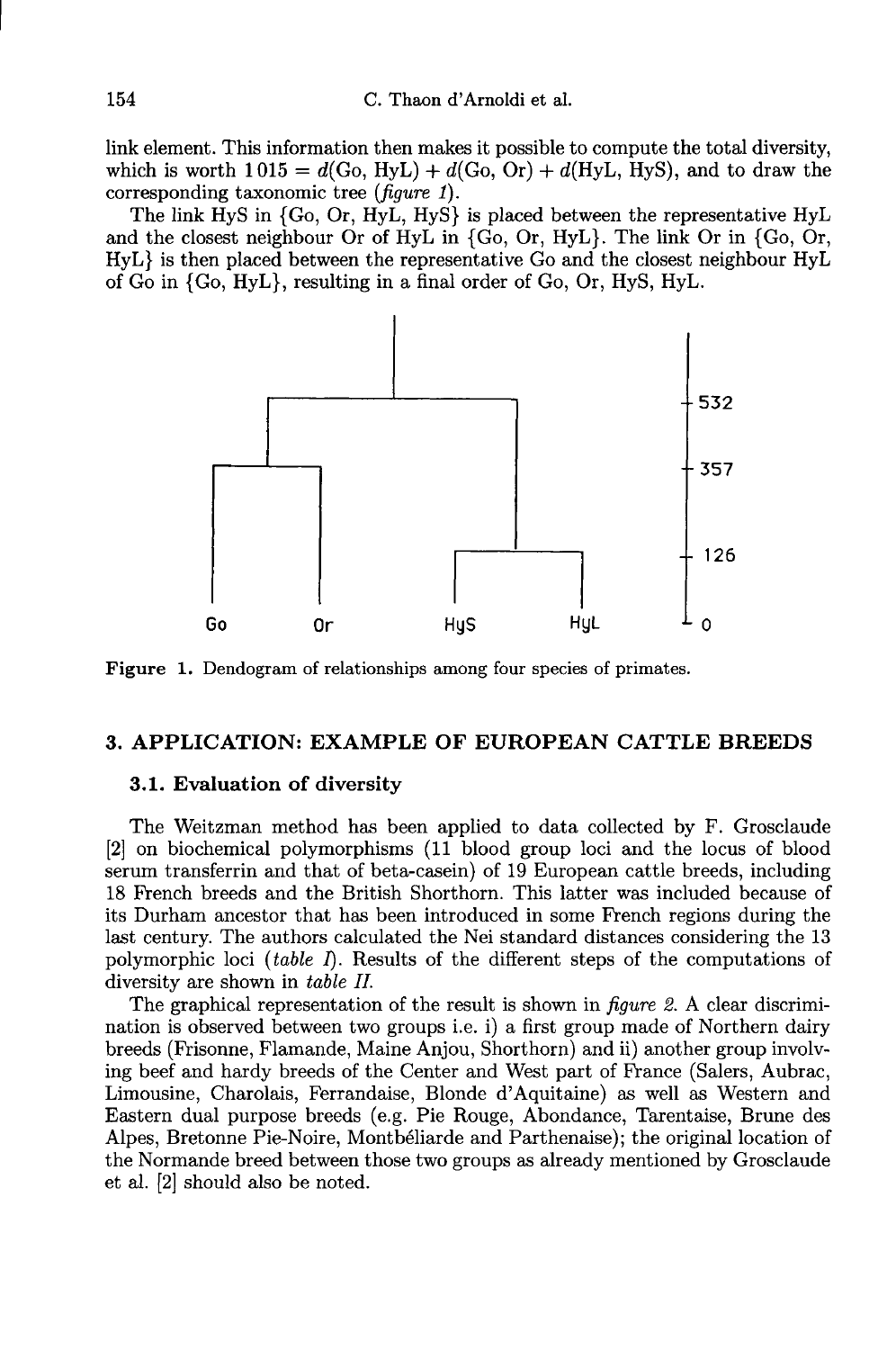link element. This information then makes it possible to compute the total diversity, which is worth $1015 = d(\text{Go, HyL}) + d(\text{Go, Or}) + d(\text{HyL, HyS})$, and to draw the corresponding taxonomic tree (*figure 1*).

The link HyS in {Go, Or, HyL, HyS} is placed between the representative HyL and the closest neighbour Or of HyL in {Go, Or, HyL}. The link Or in {Go, Or, HyL} is then placed between the representative Go and the closest neighbour HyL of Go in {Go, HyL}, resulting in a final order of Go, Or, HyS, HyL.

**Figure 1.** Dendogram of relationships among four species of primates.

## 3. APPLICATION: EXAMPLE OF EUROPEAN CATTLE BREEDS

### 3.1. Evaluation of diversity

The Weitzman method has been applied to data collected by F. Grosclaude [2] on biochemical polymorphisms (11 blood group loci and the locus of blood serum transferrin and that of beta-casein) of 19 European cattle breeds, including 18 French breeds and the British Shorthorn. This latter was included because of its Durham ancestor that has been introduced in some French regions during the last century. The authors calculated the Nei standard distances considering the 13 polymorphic loci (*table I*). Results of the different steps of the computations of diversity are shown in *table II*.

The graphical representation of the result is shown in *figure 2*. A clear discrimination is observed between two groups i.e. i) a first group made of Northern dairy breeds (Frisonne, Flamande, Maine Anjou, Shorthorn) and ii) another group involving beef and hardy breeds of the Center and West part of France (Salers, Aubrac, Limousine, Charolais, Ferrandaise, Blonde d'Aquitaine) as well as Western and Eastern dual purpose breeds (e.g. Pie Rouge, Abondance, Tarentaise, Brune des Alpes, Bretonne Pie-Noire, Montbéliarde and Parthenaise); the original location of the Normande breed between those two groups as already mentioned by Grosclaude et al. [2] should also be noted.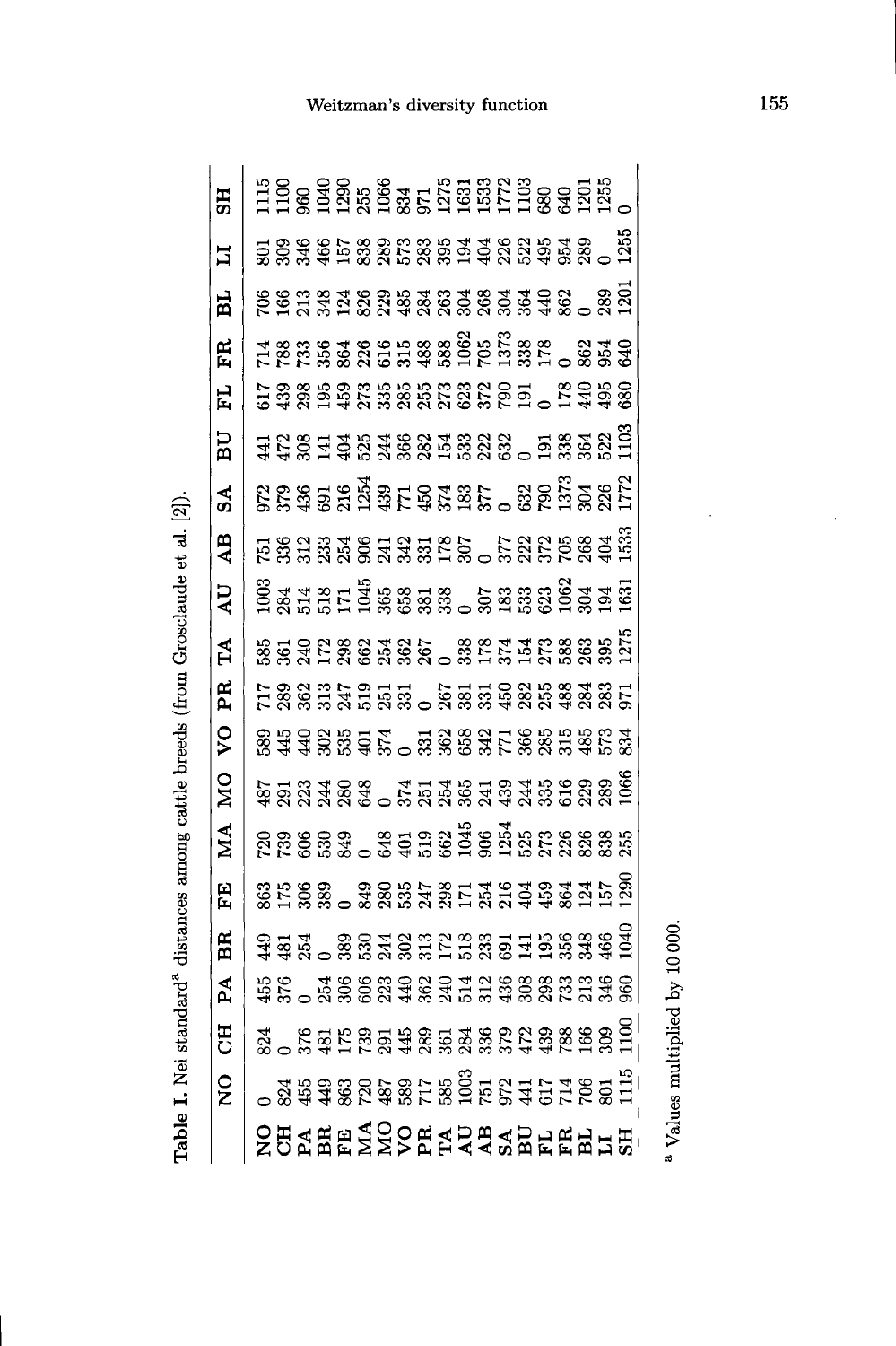**Table I.** Nei standard[a] distances among cattle breeds (from Grosclaude et al. [2]).

| | NO | CH | PA | BR | FE | MA | MO | VO | PR | TA | AU | AB | SA | BU | FL | FR | BL | LI | SH |
|---|---|---|---|---|---|---|---|---|---|---|---|---|---|---|---|---|---|---|---|
| **NO** | 0 | 824 | 455 | 449 | 863 | 720 | 487 | 589 | 717 | 585 | 1003 | 751 | 972 | 441 | 617 | 714 | 706 | 801 | 1115 |
| **CH** | 824 | 0 | 376 | 481 | 175 | 739 | 291 | 445 | 289 | 361 | 284 | 336 | 379 | 472 | 439 | 788 | 166 | 309 | 1100 |
| **PA** | 455 | 376 | 0 | 254 | 306 | 606 | 223 | 440 | 362 | 240 | 514 | 312 | 436 | 308 | 298 | 733 | 213 | 346 | 960 |
| **BR** | 449 | 481 | 254 | 0 | 389 | 530 | 244 | 302 | 313 | 172 | 518 | 233 | 691 | 141 | 195 | 356 | 348 | 466 | 1040 |
| **FE** | 863 | 175 | 306 | 389 | 0 | 849 | 280 | 535 | 247 | 298 | 171 | 254 | 216 | 404 | 459 | 864 | 124 | 157 | 1290 |
| **MA** | 720 | 739 | 606 | 530 | 849 | 0 | 648 | 401 | 519 | 662 | 1045 | 906 | 1254 | 525 | 273 | 226 | 826 | 838 | 255 |
| **MO** | 487 | 291 | 223 | 244 | 280 | 648 | 0 | 374 | 251 | 254 | 365 | 241 | 439 | 244 | 335 | 616 | 229 | 289 | 1066 |
| **VO** | 589 | 445 | 440 | 302 | 535 | 401 | 374 | 0 | 331 | 362 | 658 | 342 | 771 | 366 | 285 | 315 | 485 | 573 | 834 |
| **PR** | 717 | 289 | 362 | 313 | 247 | 519 | 251 | 331 | 0 | 267 | 381 | 331 | 450 | 282 | 255 | 488 | 284 | 283 | 971 |
| **TA** | 585 | 361 | 240 | 172 | 298 | 662 | 254 | 362 | 267 | 0 | 338 | 178 | 374 | 154 | 273 | 588 | 263 | 395 | 1275 |
| **AU** | 1003 | 284 | 514 | 518 | 171 | 1045 | 365 | 658 | 381 | 338 | 0 | 307 | 183 | 533 | 623 | 1062 | 304 | 194 | 1631 |
| **AB** | 751 | 336 | 312 | 233 | 254 | 906 | 241 | 342 | 331 | 178 | 307 | 0 | 377 | 222 | 372 | 705 | 268 | 404 | 1533 |
| **SA** | 972 | 379 | 436 | 691 | 216 | 1254 | 439 | 771 | 450 | 374 | 183 | 377 | 0 | 632 | 790 | 1373 | 304 | 226 | 1772 |
| **BU** | 441 | 472 | 308 | 141 | 404 | 525 | 244 | 366 | 282 | 154 | 533 | 222 | 632 | 0 | 191 | 338 | 364 | 522 | 1103 |
| **FL** | 617 | 439 | 298 | 195 | 459 | 273 | 335 | 285 | 255 | 273 | 623 | 372 | 790 | 191 | 0 | 178 | 440 | 495 | 680 |
| **FR** | 714 | 788 | 733 | 356 | 864 | 226 | 616 | 315 | 488 | 588 | 1062 | 705 | 1373 | 338 | 178 | 0 | 862 | 954 | 640 |
| **BL** | 706 | 166 | 213 | 348 | 124 | 826 | 229 | 485 | 284 | 263 | 304 | 268 | 304 | 364 | 440 | 862 | 0 | 289 | 1201 |
| **LI** | 801 | 309 | 346 | 466 | 157 | 838 | 289 | 573 | 283 | 395 | 194 | 404 | 226 | 522 | 495 | 954 | 289 | 0 | 1255 |
| **SH** | 1115 | 1100 | 960 | 1040 | 1290 | 255 | 1066 | 834 | 971 | 1275 | 1631 | 1533 | 1772 | 1103 | 680 | 640 | 1201 | 1255 | 0 |

[a] Values multiplied by 10 000.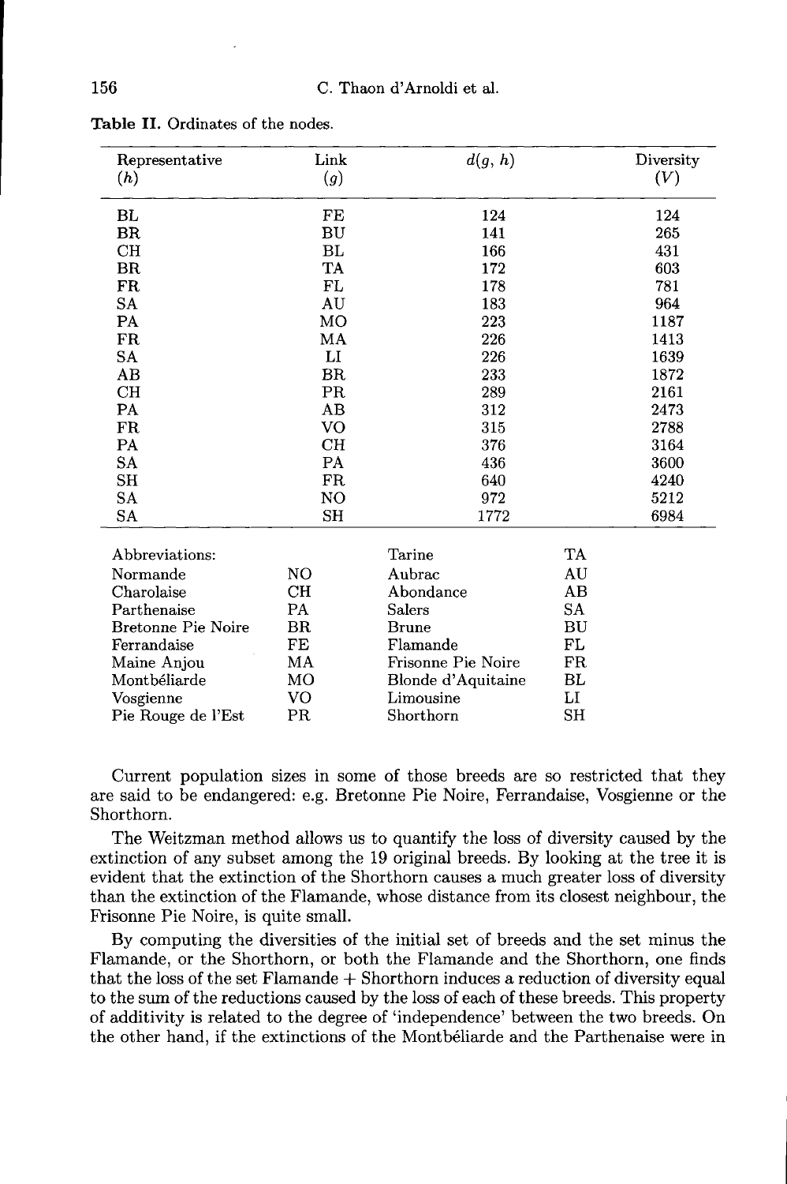**Table II.** Ordinates of the nodes.

| Representative ($h$) | Link ($g$) | $d(g, h)$ | Diversity ($V$) |
|---|---|---|---|
| BL | FE | 124 | 124 |
| BR | BU | 141 | 265 |
| CH | BL | 166 | 431 |
| BR | TA | 172 | 603 |
| FR | FL | 178 | 781 |
| SA | AU | 183 | 964 |
| PA | MO | 223 | 1187 |
| FR | MA | 226 | 1413 |
| SA | LI | 226 | 1639 |
| AB | BR | 233 | 1872 |
| CH | PR | 289 | 2161 |
| PA | AB | 312 | 2473 |
| FR | VO | 315 | 2788 |
| PA | CH | 376 | 3164 |
| SA | PA | 436 | 3600 |
| SH | FR | 640 | 4240 |
| SA | NO | 972 | 5212 |
| SA | SH | 1772 | 6984 |

Abbreviations:

| | | | |
|---|---|---|---|
| Normande | NO | Tarine | TA |
| Charolaise | CH | Aubrac | AU |
| Parthenaise | PA | Abondance | AB |
| Bretonne Pie Noire | BR | Salers | SA |
| Ferrandaise | FE | Brune | BU |
| Maine Anjou | MA | Flamande | FL |
| Montbéliarde | MO | Frisonne Pie Noire | FR |
| Vosgienne | VO | Blonde d'Aquitaine | BL |
| Pie Rouge de l'Est | PR | Limousine | LI |
| | | Shorthorn | SH |

Current population sizes in some of those breeds are so restricted that they are said to be endangered: e.g. Bretonne Pie Noire, Ferrandaise, Vosgienne or the Shorthorn.

The Weitzman method allows us to quantify the loss of diversity caused by the extinction of any subset among the 19 original breeds. By looking at the tree it is evident that the extinction of the Shorthorn causes a much greater loss of diversity than the extinction of the Flamande, whose distance from its closest neighbour, the Frisonne Pie Noire, is quite small.

By computing the diversities of the initial set of breeds and the set minus the Flamande, or the Shorthorn, or both the Flamande and the Shorthorn, one finds that the loss of the set Flamande + Shorthorn induces a reduction of diversity equal to the sum of the reductions caused by the loss of each of these breeds. This property of additivity is related to the degree of 'independence' between the two breeds. On the other hand, if the extinctions of the Montbéliarde and the Parthenaise were in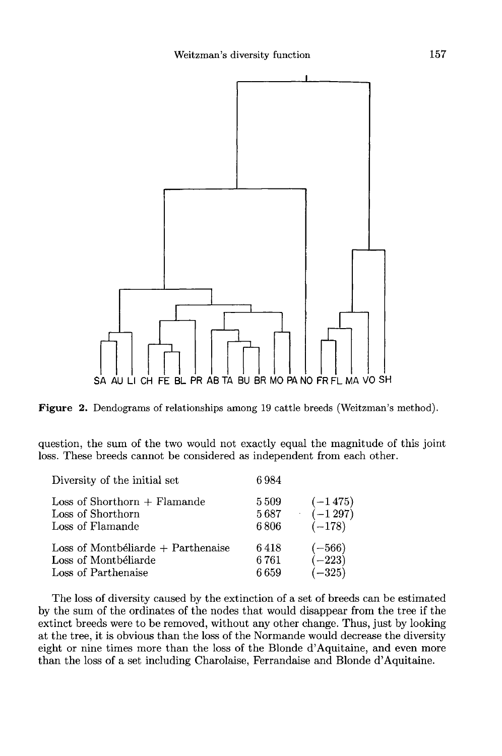SA AU LI CH FE BL PR AB TA BU BR MO PA NO FR FL MA VO SH

**Figure 2.** Dendograms of relationships among 19 cattle breeds (Weitzman's method).

question, the sum of the two would not exactly equal the magnitude of this joint loss. These breeds cannot be considered as independent from each other.

| | | |
|---|---|---|
| Diversity of the initial set | 6 984 | |
| Loss of Shorthorn + Flamande | 5 509 | (−1 475) |
| Loss of Shorthorn | 5 687 | (−1 297) |
| Loss of Flamande | 6 806 | (−178) |
| Loss of Montbéliarde + Parthenaise | 6 418 | (−566) |
| Loss of Montbéliarde | 6 761 | (−223) |
| Loss of Parthenaise | 6 659 | (−325) |

The loss of diversity caused by the extinction of a set of breeds can be estimated by the sum of the ordinates of the nodes that would disappear from the tree if the extinct breeds were to be removed, without any other change. Thus, just by looking at the tree, it is obvious than the loss of the Normande would decrease the diversity eight or nine times more than the loss of the Blonde d'Aquitaine, and even more than the loss of a set including Charolaise, Ferrandaise and Blonde d'Aquitaine.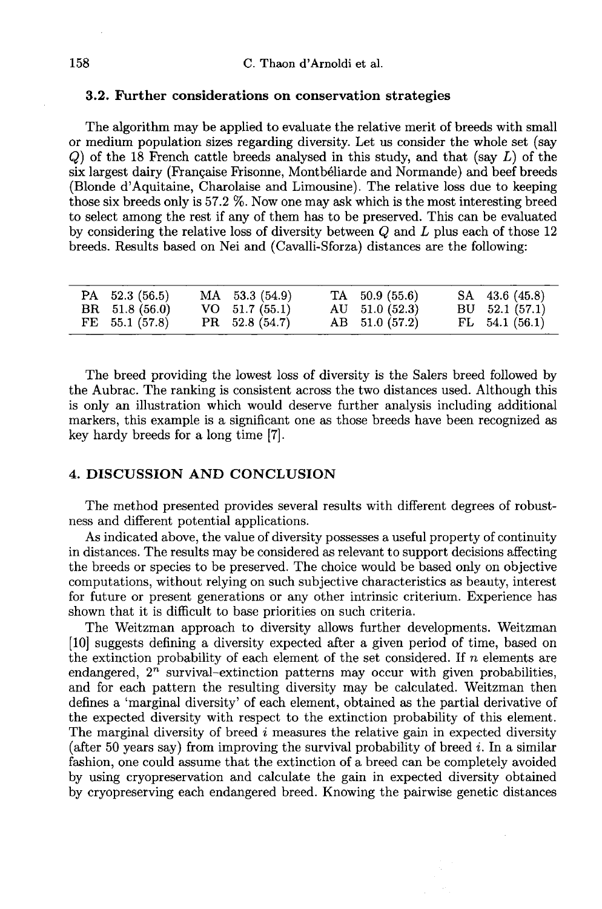### 3.2. Further considerations on conservation strategies

The algorithm may be applied to evaluate the relative merit of breeds with small or medium population sizes regarding diversity. Let us consider the whole set (say $Q$) of the 18 French cattle breeds analysed in this study, and that (say $L$) of the six largest dairy (Française Frisonne, Montbéliarde and Normande) and beef breeds (Blonde d'Aquitaine, Charolaise and Limousine). The relative loss due to keeping those six breeds only is 57.2 %. Now one may ask which is the most interesting breed to select among the rest if any of them has to be preserved. This can be evaluated by considering the relative loss of diversity between $Q$ and $L$ plus each of those 12 breeds. Results based on Nei and (Cavalli-Sforza) distances are the following:

| | | | | | | | |
|---|---|---|---|---|---|---|---|
| PA | 52.3 (56.5) | MA | 53.3 (54.9) | TA | 50.9 (55.6) | SA | 43.6 (45.8) |
| BR | 51.8 (56.0) | VO | 51.7 (55.1) | AU | 51.0 (52.3) | BU | 52.1 (57.1) |
| FE | 55.1 (57.8) | PR | 52.8 (54.7) | AB | 51.0 (57.2) | FL | 54.1 (56.1) |

The breed providing the lowest loss of diversity is the Salers breed followed by the Aubrac. The ranking is consistent across the two distances used. Although this is only an illustration which would deserve further analysis including additional markers, this example is a significant one as those breeds have been recognized as key hardy breeds for a long time [7].

## 4. DISCUSSION AND CONCLUSION

The method presented provides several results with different degrees of robustness and different potential applications.

As indicated above, the value of diversity possesses a useful property of continuity in distances. The results may be considered as relevant to support decisions affecting the breeds or species to be preserved. The choice would be based only on objective computations, without relying on such subjective characteristics as beauty, interest for future or present generations or any other intrinsic criterium. Experience has shown that it is difficult to base priorities on such criteria.

The Weitzman approach to diversity allows further developments. Weitzman [10] suggests defining a diversity expected after a given period of time, based on the extinction probability of each element of the set considered. If $n$ elements are endangered, $2^n$ survival–extinction patterns may occur with given probabilities, and for each pattern the resulting diversity may be calculated. Weitzman then defines a 'marginal diversity' of each element, obtained as the partial derivative of the expected diversity with respect to the extinction probability of this element. The marginal diversity of breed $i$ measures the relative gain in expected diversity (after 50 years say) from improving the survival probability of breed $i$. In a similar fashion, one could assume that the extinction of a breed can be completely avoided by using cryopreservation and calculate the gain in expected diversity obtained by cryopreserving each endangered breed. Knowing the pairwise genetic distances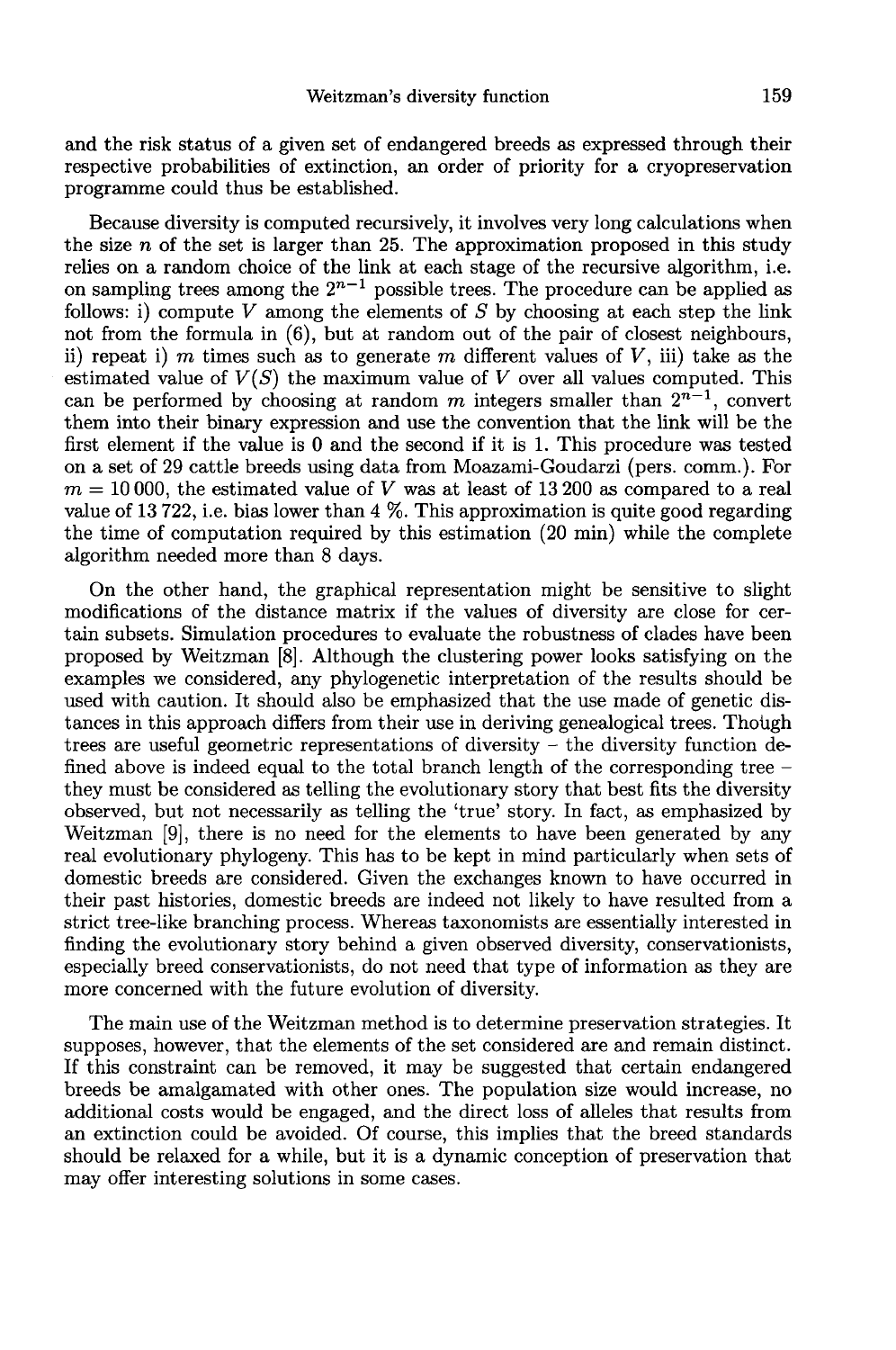and the risk status of a given set of endangered breeds as expressed through their respective probabilities of extinction, an order of priority for a cryopreservation programme could thus be established.

Because diversity is computed recursively, it involves very long calculations when the size $n$ of the set is larger than 25. The approximation proposed in this study relies on a random choice of the link at each stage of the recursive algorithm, i.e. on sampling trees among the $2^{n-1}$ possible trees. The procedure can be applied as follows: i) compute $V$ among the elements of $S$ by choosing at each step the link not from the formula in (6), but at random out of the pair of closest neighbours, ii) repeat i) $m$ times such as to generate $m$ different values of $V$, iii) take as the estimated value of $V(S)$ the maximum value of $V$ over all values computed. This can be performed by choosing at random $m$ integers smaller than $2^{n-1}$, convert them into their binary expression and use the convention that the link will be the first element if the value is 0 and the second if it is 1. This procedure was tested on a set of 29 cattle breeds using data from Moazami-Goudarzi (pers. comm.). For $m = 10\,000$, the estimated value of $V$ was at least of 13 200 as compared to a real value of 13 722, i.e. bias lower than 4 %. This approximation is quite good regarding the time of computation required by this estimation (20 min) while the complete algorithm needed more than 8 days.

On the other hand, the graphical representation might be sensitive to slight modifications of the distance matrix if the values of diversity are close for certain subsets. Simulation procedures to evaluate the robustness of clades have been proposed by Weitzman [8]. Although the clustering power looks satisfying on the examples we considered, any phylogenetic interpretation of the results should be used with caution. It should also be emphasized that the use made of genetic distances in this approach differs from their use in deriving genealogical trees. Though trees are useful geometric representations of diversity – the diversity function defined above is indeed equal to the total branch length of the corresponding tree – they must be considered as telling the evolutionary story that best fits the diversity observed, but not necessarily as telling the 'true' story. In fact, as emphasized by Weitzman [9], there is no need for the elements to have been generated by any real evolutionary phylogeny. This has to be kept in mind particularly when sets of domestic breeds are considered. Given the exchanges known to have occurred in their past histories, domestic breeds are indeed not likely to have resulted from a strict tree-like branching process. Whereas taxonomists are essentially interested in finding the evolutionary story behind a given observed diversity, conservationists, especially breed conservationists, do not need that type of information as they are more concerned with the future evolution of diversity.

The main use of the Weitzman method is to determine preservation strategies. It supposes, however, that the elements of the set considered are and remain distinct. If this constraint can be removed, it may be suggested that certain endangered breeds be amalgamated with other ones. The population size would increase, no additional costs would be engaged, and the direct loss of alleles that results from an extinction could be avoided. Of course, this implies that the breed standards should be relaxed for a while, but it is a dynamic conception of preservation that may offer interesting solutions in some cases.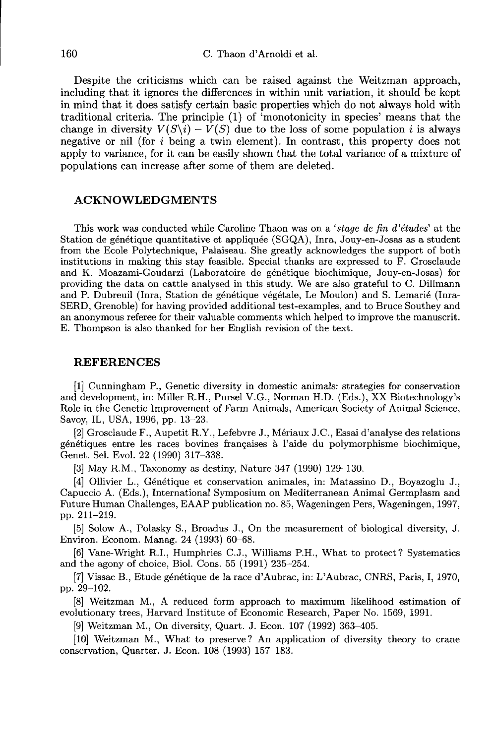Despite the criticisms which can be raised against the Weitzman approach, including that it ignores the differences in within unit variation, it should be kept in mind that it does satisfy certain basic properties which do not always hold with traditional criteria. The principle (1) of 'monotonicity in species' means that the change in diversity $V(S\backslash i) - V(S)$ due to the loss of some population $i$ is always negative or nil (for $i$ being a twin element). In contrast, this property does not apply to variance, for it can be easily shown that the total variance of a mixture of populations can increase after some of them are deleted.

## ACKNOWLEDGMENTS

This work was conducted while Caroline Thaon was on a '*stage de fin d'études*' at the Station de génétique quantitative et appliquée (SGQA), Inra, Jouy-en-Josas as a student from the Ecole Polytechnique, Palaiseau. She greatly acknowledges the support of both institutions in making this stay feasible. Special thanks are expressed to F. Grosclaude and K. Moazami-Goudarzi (Laboratoire de génétique biochimique, Jouy-en-Josas) for providing the data on cattle analysed in this study. We are also grateful to C. Dillmann and P. Dubreuil (Inra, Station de génétique végétale, Le Moulon) and S. Lemarié (Inra-SERD, Grenoble) for having provided additional test-examples, and to Bruce Southey and an anonymous referee for their valuable comments which helped to improve the manuscrit. E. Thompson is also thanked for her English revision of the text.

## REFERENCES

[1] Cunningham P., Genetic diversity in domestic animals: strategies for conservation and development, in: Miller R.H., Pursel V.G., Norman H.D. (Eds.), XX Biotechnology's Role in the Genetic Improvement of Farm Animals, American Society of Animal Science, Savoy, IL, USA, 1996, pp. 13–23.

[2] Grosclaude F., Aupetit R.Y., Lefebvre J., Mériaux J.C., Essai d'analyse des relations génétiques entre les races bovines françaises à l'aide du polymorphisme biochimique, Genet. Sel. Evol. 22 (1990) 317–338.

[3] May R.M., Taxonomy as destiny, Nature 347 (1990) 129–130.

[4] Ollivier L., Génétique et conservation animales, in: Matassino D., Boyazoglu J., Capuccio A. (Eds.), International Symposium on Mediterranean Animal Germplasm and Future Human Challenges, EAAP publication no. 85, Wageningen Pers, Wageningen, 1997, pp. 211–219.

[5] Solow A., Polasky S., Broadus J., On the measurement of biological diversity, J. Environ. Econom. Manag. 24 (1993) 60–68.

[6] Vane-Wright R.I., Humphries C.J., Williams P.H., What to protect? Systematics and the agony of choice, Biol. Cons. 55 (1991) 235–254.

[7] Vissac B., Etude génétique de la race d'Aubrac, in: L'Aubrac, CNRS, Paris, I, 1970, pp. 29–102.

[8] Weitzman M., A reduced form approach to maximum likelihood estimation of evolutionary trees, Harvard Institute of Economic Research, Paper No. 1569, 1991.

[9] Weitzman M., On diversity, Quart. J. Econ. 107 (1992) 363–405.

[10] Weitzman M., What to preserve? An application of diversity theory to crane conservation, Quarter. J. Econ. 108 (1993) 157–183.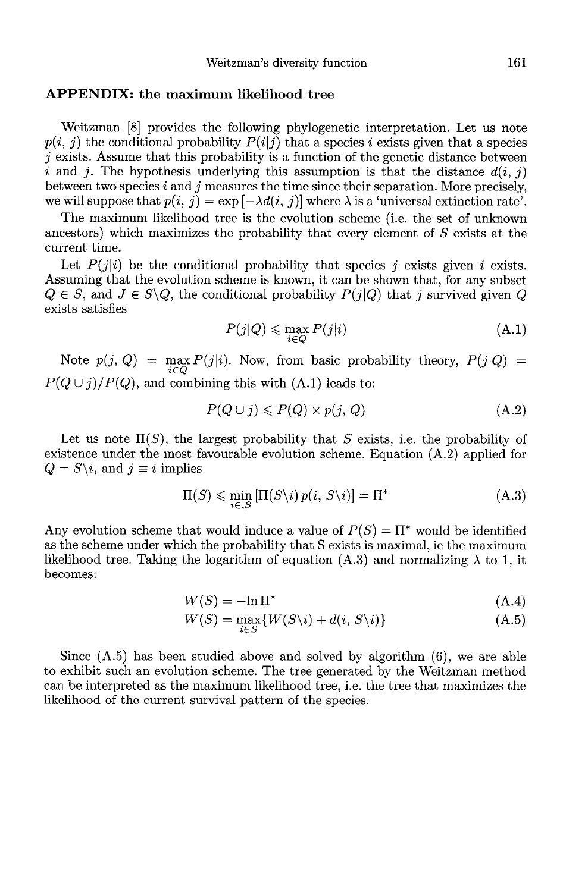## APPENDIX: the maximum likelihood tree

Weitzman [8] provides the following phylogenetic interpretation. Let us note $p(i, j)$ the conditional probability $P(i|j)$ that a species $i$ exists given that a species $j$ exists. Assume that this probability is a function of the genetic distance between $i$ and $j$. The hypothesis underlying this assumption is that the distance $d(i, j)$ between two species $i$ and $j$ measures the time since their separation. More precisely, we will suppose that $p(i, j) = \exp[-\lambda d(i, j)]$ where $\lambda$ is a 'universal extinction rate'.

The maximum likelihood tree is the evolution scheme (i.e. the set of unknown ancestors) which maximizes the probability that every element of $S$ exists at the current time.

Let $P(j|i)$ be the conditional probability that species $j$ exists given $i$ exists. Assuming that the evolution scheme is known, it can be shown that, for any subset $Q \in S$, and $J \in S \backslash Q$, the conditional probability $P(j|Q)$ that $j$ survived given $Q$ exists satisfies

$$P(j|Q) \leqslant \max_{i \in Q} P(j|i) \tag{A.1}$$

Note $p(j, Q) = \max_{i \in Q} P(j|i)$. Now, from basic probability theory, $P(j|Q) = P(Q \cup j)/P(Q)$, and combining this with (A.1) leads to:

$$P(Q \cup j) \leqslant P(Q) \times p(j, Q) \tag{A.2}$$

Let us note $\Pi(S)$, the largest probability that $S$ exists, i.e. the probability of existence under the most favourable evolution scheme. Equation (A.2) applied for $Q = S \backslash i$, and $j \equiv i$ implies

$$\Pi(S) \leqslant \min_{i \in, S} [\Pi(S \backslash i)\, p(i, S \backslash i)] = \Pi^* \tag{A.3}$$

Any evolution scheme that would induce a value of $P(S) = \Pi^*$ would be identified as the scheme under which the probability that S exists is maximal, ie the maximum likelihood tree. Taking the logarithm of equation (A.3) and normalizing $\lambda$ to 1, it becomes:

$$W(S) = -\ln \Pi^* \tag{A.4}$$

$$W(S) = \max_{i \in S} \{W(S \backslash i) + d(i, S \backslash i)\} \tag{A.5}$$

Since (A.5) has been studied above and solved by algorithm (6), we are able to exhibit such an evolution scheme. The tree generated by the Weitzman method can be interpreted as the maximum likelihood tree, i.e. the tree that maximizes the likelihood of the current survival pattern of the species.